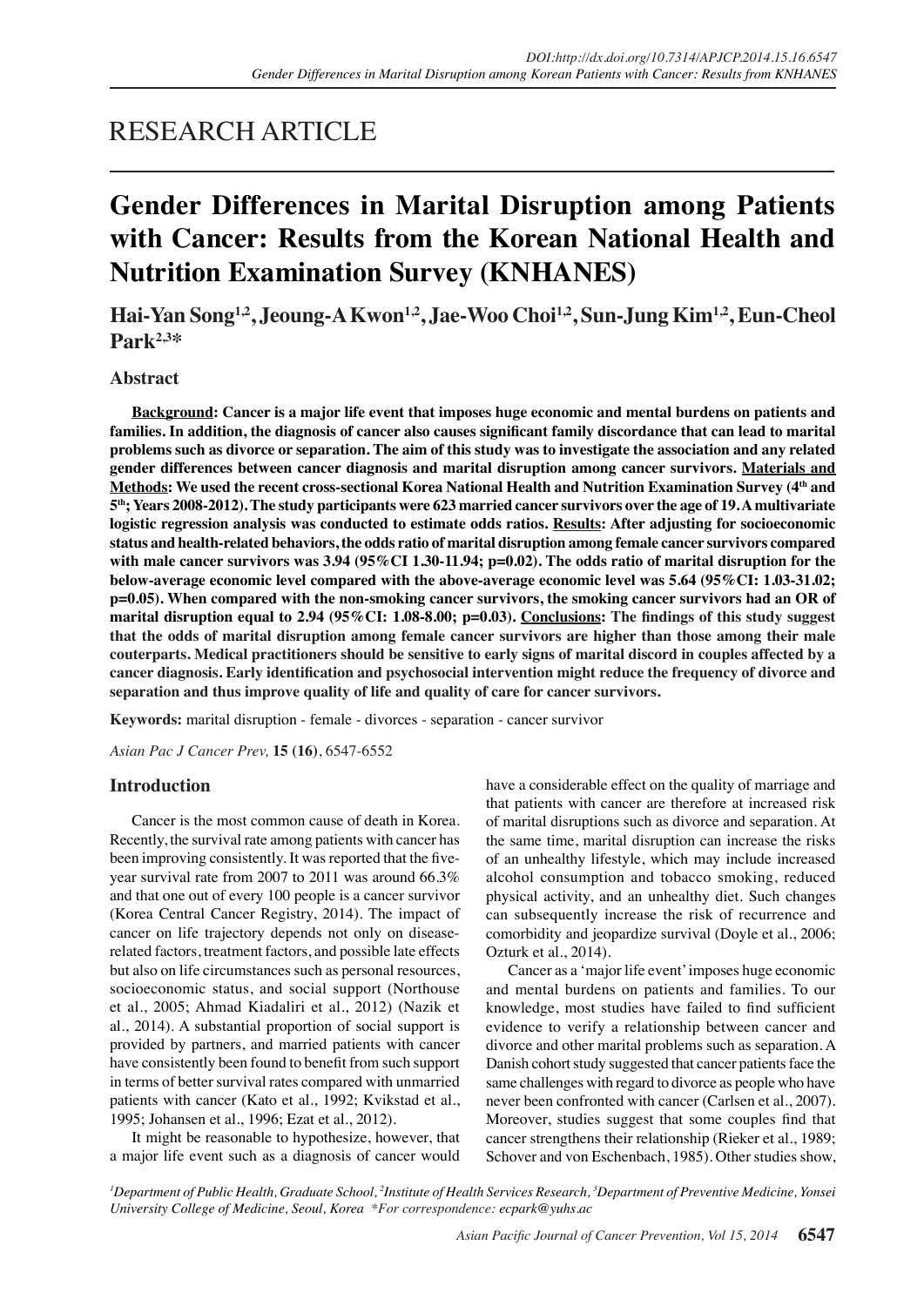RESEARCH ARTICLE

# Gender Differences in Marital Disruption among Patients with Cancer: Results from the Korean National Health and Nutrition Examination Survey (KNHANES)

**Hai-Yan Song[1,2], Jeoung-A Kwon[1,2], Jae-Woo Choi[1,2], Sun-Jung Kim[1,2], Eun-Cheol Park[2,3]***

## Abstract

**Background: Cancer is a major life event that imposes huge economic and mental burdens on patients and families. In addition, the diagnosis of cancer also causes significant family discordance that can lead to marital problems such as divorce or separation. The aim of this study was to investigate the association and any related gender differences between cancer diagnosis and marital disruption among cancer survivors. Materials and Methods: We used the recent cross-sectional Korea National Health and Nutrition Examination Survey (4th and 5th; Years 2008-2012). The study participants were 623 married cancer survivors over the age of 19. A multivariate logistic regression analysis was conducted to estimate odds ratios. Results: After adjusting for socioeconomic status and health-related behaviors, the odds ratio of marital disruption among female cancer survivors compared with male cancer survivors was 3.94 (95%CI 1.30-11.94; p=0.02). The odds ratio of marital disruption for the below-average economic level compared with the above-average economic level was 5.64 (95%CI: 1.03-31.02; p=0.05). When compared with the non-smoking cancer survivors, the smoking cancer survivors had an OR of marital disruption equal to 2.94 (95%CI: 1.08-8.00; p=0.03). Conclusions: The findings of this study suggest that the odds of marital disruption among female cancer survivors are higher than those among their male couterparts. Medical practitioners should be sensitive to early signs of marital discord in couples affected by a cancer diagnosis. Early identification and psychosocial intervention might reduce the frequency of divorce and separation and thus improve quality of life and quality of care for cancer survivors.**

**Keywords:** marital disruption - female - divorces - separation - cancer survivor

*Asian Pac J Cancer Prev,* **15 (16)**, 6547-6552

## Introduction

Cancer is the most common cause of death in Korea. Recently, the survival rate among patients with cancer has been improving consistently. It was reported that the five-year survival rate from 2007 to 2011 was around 66.3% and that one out of every 100 people is a cancer survivor (Korea Central Cancer Registry, 2014). The impact of cancer on life trajectory depends not only on disease-related factors, treatment factors, and possible late effects but also on life circumstances such as personal resources, socioeconomic status, and social support (Northouse et al., 2005; Ahmad Kiadaliri et al., 2012) (Nazik et al., 2014). A substantial proportion of social support is provided by partners, and married patients with cancer have consistently been found to benefit from such support in terms of better survival rates compared with unmarried patients with cancer (Kato et al., 1992; Kvikstad et al., 1995; Johansen et al., 1996; Ezat et al., 2012).

It might be reasonable to hypothesize, however, that a major life event such as a diagnosis of cancer would have a considerable effect on the quality of marriage and that patients with cancer are therefore at increased risk of marital disruptions such as divorce and separation. At the same time, marital disruption can increase the risks of an unhealthy lifestyle, which may include increased alcohol consumption and tobacco smoking, reduced physical activity, and an unhealthy diet. Such changes can subsequently increase the risk of recurrence and comorbidity and jeopardize survival (Doyle et al., 2006; Ozturk et al., 2014).

Cancer as a 'major life event' imposes huge economic and mental burdens on patients and families. To our knowledge, most studies have failed to find sufficient evidence to verify a relationship between cancer and divorce and other marital problems such as separation. A Danish cohort study suggested that cancer patients face the same challenges with regard to divorce as people who have never been confronted with cancer (Carlsen et al., 2007). Moreover, studies suggest that some couples find that cancer strengthens their relationship (Rieker et al., 1989; Schover and von Eschenbach, 1985). Other studies show,

[1]*Department of Public Health, Graduate School,* [2]*Institute of Health Services Research,* [3]*Department of Preventive Medicine, Yonsei University College of Medicine, Seoul, Korea \*For correspondence: ecpark@yuhs.ac*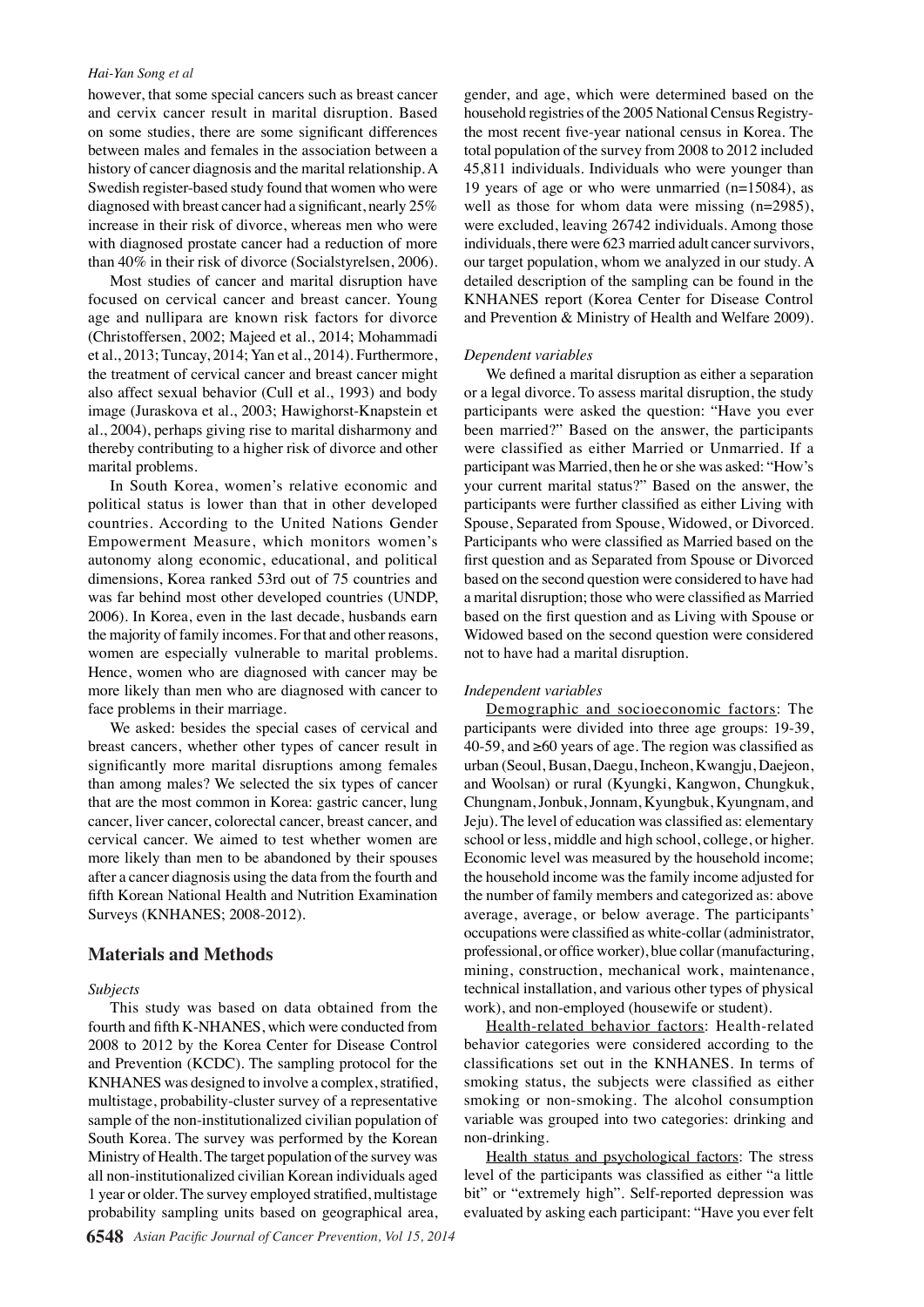however, that some special cancers such as breast cancer and cervix cancer result in marital disruption. Based on some studies, there are some significant differences between males and females in the association between a history of cancer diagnosis and the marital relationship. A Swedish register-based study found that women who were diagnosed with breast cancer had a significant, nearly 25% increase in their risk of divorce, whereas men who were with diagnosed prostate cancer had a reduction of more than 40% in their risk of divorce (Socialstyrelsen, 2006).

Most studies of cancer and marital disruption have focused on cervical cancer and breast cancer. Young age and nullipara are known risk factors for divorce (Christoffersen, 2002; Majeed et al., 2014; Mohammadi et al., 2013; Tuncay, 2014; Yan et al., 2014). Furthermore, the treatment of cervical cancer and breast cancer might also affect sexual behavior (Cull et al., 1993) and body image (Juraskova et al., 2003; Hawighorst-Knapstein et al., 2004), perhaps giving rise to marital disharmony and thereby contributing to a higher risk of divorce and other marital problems.

In South Korea, women's relative economic and political status is lower than that in other developed countries. According to the United Nations Gender Empowerment Measure, which monitors women's autonomy along economic, educational, and political dimensions, Korea ranked 53rd out of 75 countries and was far behind most other developed countries (UNDP, 2006). In Korea, even in the last decade, husbands earn the majority of family incomes. For that and other reasons, women are especially vulnerable to marital problems. Hence, women who are diagnosed with cancer may be more likely than men who are diagnosed with cancer to face problems in their marriage.

We asked: besides the special cases of cervical and breast cancers, whether other types of cancer result in significantly more marital disruptions among females than among males? We selected the six types of cancer that are the most common in Korea: gastric cancer, lung cancer, liver cancer, colorectal cancer, breast cancer, and cervical cancer. We aimed to test whether women are more likely than men to be abandoned by their spouses after a cancer diagnosis using the data from the fourth and fifth Korean National Health and Nutrition Examination Surveys (KNHANES; 2008-2012).

## Materials and Methods

### *Subjects*

This study was based on data obtained from the fourth and fifth K-NHANES, which were conducted from 2008 to 2012 by the Korea Center for Disease Control and Prevention (KCDC). The sampling protocol for the KNHANES was designed to involve a complex, stratified, multistage, probability-cluster survey of a representative sample of the non-institutionalized civilian population of South Korea. The survey was performed by the Korean Ministry of Health. The target population of the survey was all non-institutionalized civilian Korean individuals aged 1 year or older. The survey employed stratified, multistage probability sampling units based on geographical area, gender, and age, which were determined based on the household registries of the 2005 National Census Registry-the most recent five-year national census in Korea. The total population of the survey from 2008 to 2012 included 45,811 individuals. Individuals who were younger than 19 years of age or who were unmarried (n=15084), as well as those for whom data were missing (n=2985), were excluded, leaving 26742 individuals. Among those individuals, there were 623 married adult cancer survivors, our target population, whom we analyzed in our study. A detailed description of the sampling can be found in the KNHANES report (Korea Center for Disease Control and Prevention & Ministry of Health and Welfare 2009).

### *Dependent variables*

We defined a marital disruption as either a separation or a legal divorce. To assess marital disruption, the study participants were asked the question: "Have you ever been married?" Based on the answer, the participants were classified as either Married or Unmarried. If a participant was Married, then he or she was asked: "How's your current marital status?" Based on the answer, the participants were further classified as either Living with Spouse, Separated from Spouse, Widowed, or Divorced. Participants who were classified as Married based on the first question and as Separated from Spouse or Divorced based on the second question were considered to have had a marital disruption; those who were classified as Married based on the first question and as Living with Spouse or Widowed based on the second question were considered not to have had a marital disruption.

### *Independent variables*

Demographic and socioeconomic factors: The participants were divided into three age groups: 19-39, 40-59, and ≥60 years of age. The region was classified as urban (Seoul, Busan, Daegu, Incheon, Kwangju, Daejeon, and Woolsan) or rural (Kyungki, Kangwon, Chungkuk, Chungnam, Jonbuk, Jonnam, Kyungbuk, Kyungnam, and Jeju). The level of education was classified as: elementary school or less, middle and high school, college, or higher. Economic level was measured by the household income; the household income was the family income adjusted for the number of family members and categorized as: above average, average, or below average. The participants' occupations were classified as white-collar (administrator, professional, or office worker), blue collar (manufacturing, mining, construction, mechanical work, maintenance, technical installation, and various other types of physical work), and non-employed (housewife or student).

Health-related behavior factors: Health-related behavior categories were considered according to the classifications set out in the KNHANES. In terms of smoking status, the subjects were classified as either smoking or non-smoking. The alcohol consumption variable was grouped into two categories: drinking and non-drinking.

Health status and psychological factors: The stress level of the participants was classified as either "a little bit" or "extremely high". Self-reported depression was evaluated by asking each participant: "Have you ever felt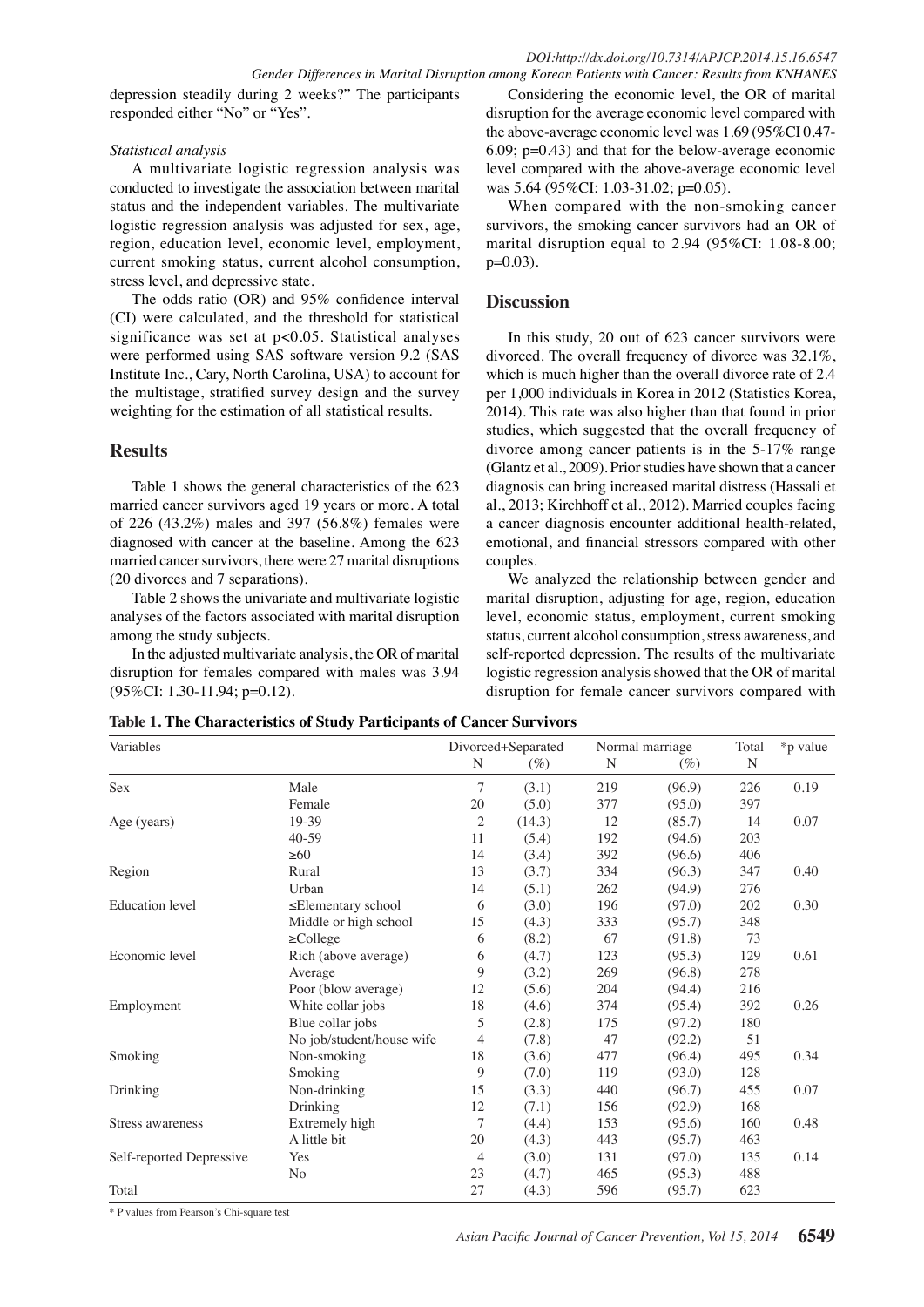depression steadily during 2 weeks?" The participants responded either "No" or "Yes".

*Statistical analysis*

A multivariate logistic regression analysis was conducted to investigate the association between marital status and the independent variables. The multivariate logistic regression analysis was adjusted for sex, age, region, education level, economic level, employment, current smoking status, current alcohol consumption, stress level, and depressive state.

The odds ratio (OR) and 95% confidence interval (CI) were calculated, and the threshold for statistical significance was set at p<0.05. Statistical analyses were performed using SAS software version 9.2 (SAS Institute Inc., Cary, North Carolina, USA) to account for the multistage, stratified survey design and the survey weighting for the estimation of all statistical results.

## Results

Table 1 shows the general characteristics of the 623 married cancer survivors aged 19 years or more. A total of 226 (43.2%) males and 397 (56.8%) females were diagnosed with cancer at the baseline. Among the 623 married cancer survivors, there were 27 marital disruptions (20 divorces and 7 separations).

Table 2 shows the univariate and multivariate logistic analyses of the factors associated with marital disruption among the study subjects.

In the adjusted multivariate analysis, the OR of marital disruption for females compared with males was 3.94 (95%CI: 1.30-11.94; p=0.12).

Considering the economic level, the OR of marital disruption for the average economic level compared with the above-average economic level was 1.69 (95%CI 0.47-6.09; p=0.43) and that for the below-average economic level compared with the above-average economic level was 5.64 (95%CI: 1.03-31.02; p=0.05).

When compared with the non-smoking cancer survivors, the smoking cancer survivors had an OR of marital disruption equal to 2.94 (95%CI: 1.08-8.00; p=0.03).

## Discussion

In this study, 20 out of 623 cancer survivors were divorced. The overall frequency of divorce was 32.1%, which is much higher than the overall divorce rate of 2.4 per 1,000 individuals in Korea in 2012 (Statistics Korea, 2014). This rate was also higher than that found in prior studies, which suggested that the overall frequency of divorce among cancer patients is in the 5-17% range (Glantz et al., 2009). Prior studies have shown that a cancer diagnosis can bring increased marital distress (Hassali et al., 2013; Kirchhoff et al., 2012). Married couples facing a cancer diagnosis encounter additional health-related, emotional, and financial stressors compared with other couples.

We analyzed the relationship between gender and marital disruption, adjusting for age, region, education level, economic status, employment, current smoking status, current alcohol consumption, stress awareness, and self-reported depression. The results of the multivariate logistic regression analysis showed that the OR of marital disruption for female cancer survivors compared with

**Table 1. The Characteristics of Study Participants of Cancer Survivors**

| Variables | | Divorced+Separated | | Normal marriage | | Total | *p value |
|---|---|---|---|---|---|---|---|
| | | N | (%) | N | (%) | N | |
| Sex | Male | 7 | (3.1) | 219 | (96.9) | 226 | 0.19 |
| | Female | 20 | (5.0) | 377 | (95.0) | 397 | |
| Age (years) | 19-39 | 2 | (14.3) | 12 | (85.7) | 14 | 0.07 |
| | 40-59 | 11 | (5.4) | 192 | (94.6) | 203 | |
| | ≥60 | 14 | (3.4) | 392 | (96.6) | 406 | |
| Region | Rural | 13 | (3.7) | 334 | (96.3) | 347 | 0.40 |
| | Urban | 14 | (5.1) | 262 | (94.9) | 276 | |
| Education level | ≤Elementary school | 6 | (3.0) | 196 | (97.0) | 202 | 0.30 |
| | Middle or high school | 15 | (4.3) | 333 | (95.7) | 348 | |
| | ≥College | 6 | (8.2) | 67 | (91.8) | 73 | |
| Economic level | Rich (above average) | 6 | (4.7) | 123 | (95.3) | 129 | 0.61 |
| | Average | 9 | (3.2) | 269 | (96.8) | 278 | |
| | Poor (blow average) | 12 | (5.6) | 204 | (94.4) | 216 | |
| Employment | White collar jobs | 18 | (4.6) | 374 | (95.4) | 392 | 0.26 |
| | Blue collar jobs | 5 | (2.8) | 175 | (97.2) | 180 | |
| | No job/student/house wife | 4 | (7.8) | 47 | (92.2) | 51 | |
| Smoking | Non-smoking | 18 | (3.6) | 477 | (96.4) | 495 | 0.34 |
| | Smoking | 9 | (7.0) | 119 | (93.0) | 128 | |
| Drinking | Non-drinking | 15 | (3.3) | 440 | (96.7) | 455 | 0.07 |
| | Drinking | 12 | (7.1) | 156 | (92.9) | 168 | |
| Stress awareness | Extremely high | 7 | (4.4) | 153 | (95.6) | 160 | 0.48 |
| | A little bit | 20 | (4.3) | 443 | (95.7) | 463 | |
| Self-reported Depressive | Yes | 4 | (3.0) | 131 | (97.0) | 135 | 0.14 |
| | No | 23 | (4.7) | 465 | (95.3) | 488 | |
| Total | | 27 | (4.3) | 596 | (95.7) | 623 | |

\* P values from Pearson's Chi-square test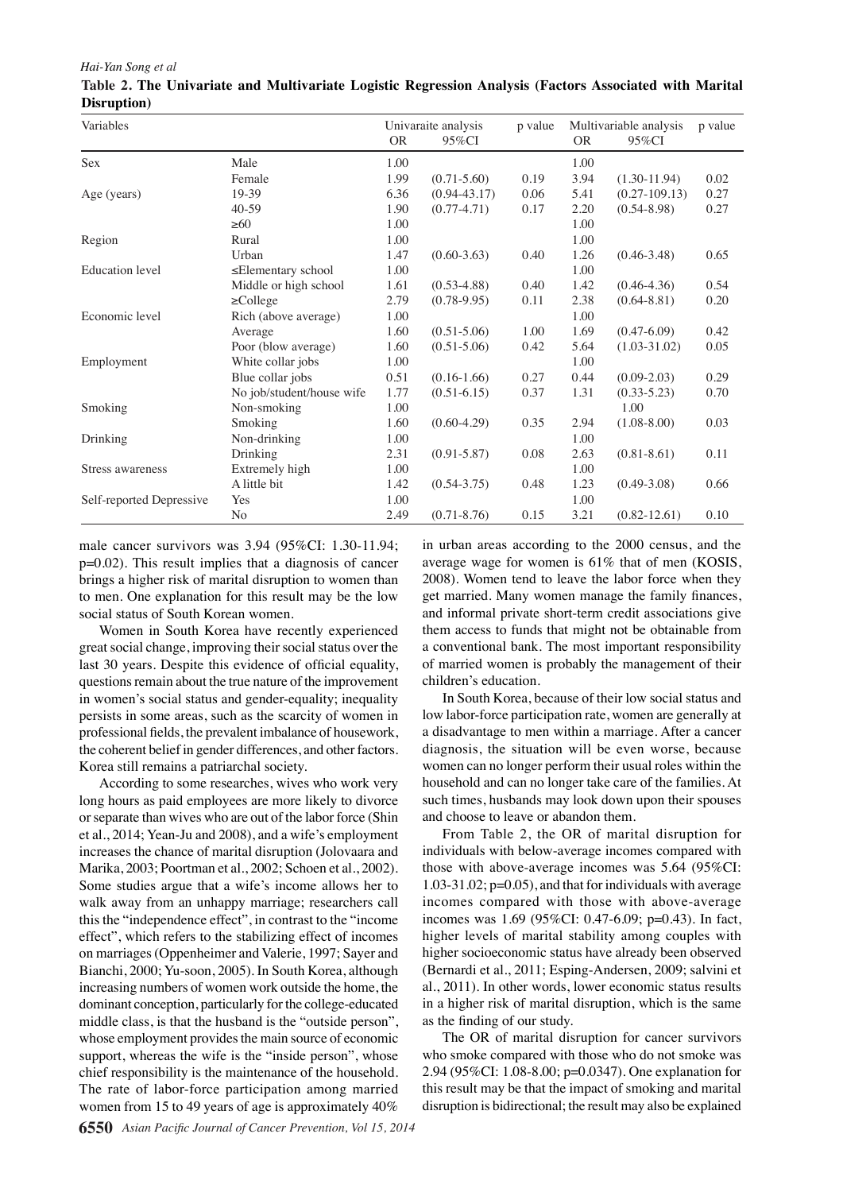**Table 2. The Univariate and Multivariate Logistic Regression Analysis (Factors Associated with Marital Disruption)**

| Variables | | Univaraite analysis OR | 95%CI | p value | Multivariable analysis OR | 95%CI | p value |
|---|---|---|---|---|---|---|---|
| Sex | Male | 1.00 | | | 1.00 | | |
| | Female | 1.99 | (0.71-5.60) | 0.19 | 3.94 | (1.30-11.94) | 0.02 |
| Age (years) | 19-39 | 6.36 | (0.94-43.17) | 0.06 | 5.41 | (0.27-109.13) | 0.27 |
| | 40-59 | 1.90 | (0.77-4.71) | 0.17 | 2.20 | (0.54-8.98) | 0.27 |
| | ≥60 | 1.00 | | | 1.00 | | |
| Region | Rural | 1.00 | | | 1.00 | | |
| | Urban | 1.47 | (0.60-3.63) | 0.40 | 1.26 | (0.46-3.48) | 0.65 |
| Education level | ≤Elementary school | 1.00 | | | 1.00 | | |
| | Middle or high school | 1.61 | (0.53-4.88) | 0.40 | 1.42 | (0.46-4.36) | 0.54 |
| | ≥College | 2.79 | (0.78-9.95) | 0.11 | 2.38 | (0.64-8.81) | 0.20 |
| Economic level | Rich (above average) | 1.00 | | | 1.00 | | |
| | Average | 1.60 | (0.51-5.06) | 1.00 | 1.69 | (0.47-6.09) | 0.42 |
| | Poor (blow average) | 1.60 | (0.51-5.06) | 0.42 | 5.64 | (1.03-31.02) | 0.05 |
| Employment | White collar jobs | 1.00 | | | 1.00 | | |
| | Blue collar jobs | 0.51 | (0.16-1.66) | 0.27 | 0.44 | (0.09-2.03) | 0.29 |
| | No job/student/house wife | 1.77 | (0.51-6.15) | 0.37 | 1.31 | (0.33-5.23) | 0.70 |
| Smoking | Non-smoking | 1.00 | | | | 1.00 | |
| | Smoking | 1.60 | (0.60-4.29) | 0.35 | 2.94 | (1.08-8.00) | 0.03 |
| Drinking | Non-drinking | 1.00 | | | 1.00 | | |
| | Drinking | 2.31 | (0.91-5.87) | 0.08 | 2.63 | (0.81-8.61) | 0.11 |
| Stress awareness | Extremely high | 1.00 | | | 1.00 | | |
| | A little bit | 1.42 | (0.54-3.75) | 0.48 | 1.23 | (0.49-3.08) | 0.66 |
| Self-reported Depressive | Yes | 1.00 | | | 1.00 | | |
| | No | 2.49 | (0.71-8.76) | 0.15 | 3.21 | (0.82-12.61) | 0.10 |

male cancer survivors was 3.94 (95%CI: 1.30-11.94; p=0.02). This result implies that a diagnosis of cancer brings a higher risk of marital disruption to women than to men. One explanation for this result may be the low social status of South Korean women.

Women in South Korea have recently experienced great social change, improving their social status over the last 30 years. Despite this evidence of official equality, questions remain about the true nature of the improvement in women's social status and gender-equality; inequality persists in some areas, such as the scarcity of women in professional fields, the prevalent imbalance of housework, the coherent belief in gender differences, and other factors. Korea still remains a patriarchal society.

According to some researches, wives who work very long hours as paid employees are more likely to divorce or separate than wives who are out of the labor force (Shin et al., 2014; Yean-Ju and 2008), and a wife's employment increases the chance of marital disruption (Jolovaara and Marika, 2003; Poortman et al., 2002; Schoen et al., 2002). Some studies argue that a wife's income allows her to walk away from an unhappy marriage; researchers call this the "independence effect", in contrast to the "income effect", which refers to the stabilizing effect of incomes on marriages (Oppenheimer and Valerie, 1997; Sayer and Bianchi, 2000; Yu-soon, 2005). In South Korea, although increasing numbers of women work outside the home, the dominant conception, particularly for the college-educated middle class, is that the husband is the "outside person", whose employment provides the main source of economic support, whereas the wife is the "inside person", whose chief responsibility is the maintenance of the household. The rate of labor-force participation among married women from 15 to 49 years of age is approximately 40% in urban areas according to the 2000 census, and the average wage for women is 61% that of men (KOSIS, 2008). Women tend to leave the labor force when they get married. Many women manage the family finances, and informal private short-term credit associations give them access to funds that might not be obtainable from a conventional bank. The most important responsibility of married women is probably the management of their children's education.

In South Korea, because of their low social status and low labor-force participation rate, women are generally at a disadvantage to men within a marriage. After a cancer diagnosis, the situation will be even worse, because women can no longer perform their usual roles within the household and can no longer take care of the families. At such times, husbands may look down upon their spouses and choose to leave or abandon them.

From Table 2, the OR of marital disruption for individuals with below-average incomes compared with those with above-average incomes was 5.64 (95%CI: 1.03-31.02; p=0.05), and that for individuals with average incomes compared with those with above-average incomes was 1.69 (95%CI: 0.47-6.09; p=0.43). In fact, higher levels of marital stability among couples with higher socioeconomic status have already been observed (Bernardi et al., 2011; Esping-Andersen, 2009; salvini et al., 2011). In other words, lower economic status results in a higher risk of marital disruption, which is the same as the finding of our study.

The OR of marital disruption for cancer survivors who smoke compared with those who do not smoke was 2.94 (95%CI: 1.08-8.00; p=0.0347). One explanation for this result may be that the impact of smoking and marital disruption is bidirectional; the result may also be explained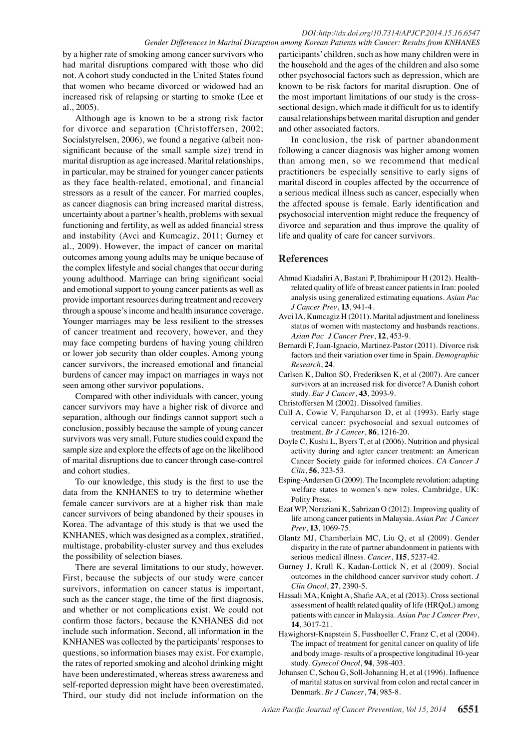by a higher rate of smoking among cancer survivors who had marital disruptions compared with those who did not. A cohort study conducted in the United States found that women who became divorced or widowed had an increased risk of relapsing or starting to smoke (Lee et al., 2005).

Although age is known to be a strong risk factor for divorce and separation (Christoffersen, 2002; Socialstyrelsen, 2006), we found a negative (albeit non-significant because of the small sample size) trend in marital disruption as age increased. Marital relationships, in particular, may be strained for younger cancer patients as they face health-related, emotional, and financial stressors as a result of the cancer. For married couples, as cancer diagnosis can bring increased marital distress, uncertainty about a partner's health, problems with sexual functioning and fertility, as well as added financial stress and instability (Avci and Kumcagiz, 2011; Gurney et al., 2009). However, the impact of cancer on marital outcomes among young adults may be unique because of the complex lifestyle and social changes that occur during young adulthood. Marriage can bring significant social and emotional support to young cancer patients as well as provide important resources during treatment and recovery through a spouse's income and health insurance coverage. Younger marriages may be less resilient to the stresses of cancer treatment and recovery, however, and they may face competing burdens of having young children or lower job security than older couples. Among young cancer survivors, the increased emotional and financial burdens of cancer may impact on marriages in ways not seen among other survivor populations.

Compared with other individuals with cancer, young cancer survivors may have a higher risk of divorce and separation, although our findings cannot support such a conclusion, possibly because the sample of young cancer survivors was very small. Future studies could expand the sample size and explore the effects of age on the likelihood of marital disruptions due to cancer through case-control and cohort studies.

To our knowledge, this study is the first to use the data from the KNHANES to try to determine whether female cancer survivors are at a higher risk than male cancer survivors of being abandoned by their spouses in Korea. The advantage of this study is that we used the KNHANES, which was designed as a complex, stratified, multistage, probability-cluster survey and thus excludes the possibility of selection biases.

There are several limitations to our study, however. First, because the subjects of our study were cancer survivors, information on cancer status is important, such as the cancer stage, the time of the first diagnosis, and whether or not complications exist. We could not confirm those factors, because the KNHANES did not include such information. Second, all information in the KNHANES was collected by the participants' responses to questions, so information biases may exist. For example, the rates of reported smoking and alcohol drinking might have been underestimated, whereas stress awareness and self-reported depression might have been overestimated. Third, our study did not include information on the participants' children, such as how many children were in the household and the ages of the children and also some other psychosocial factors such as depression, which are known to be risk factors for marital disruption. One of the most important limitations of our study is the cross-sectional design, which made it difficult for us to identify causal relationships between marital disruption and gender and other associated factors.

In conclusion, the risk of partner abandonment following a cancer diagnosis was higher among women than among men, so we recommend that medical practitioners be especially sensitive to early signs of marital discord in couples affected by the occurrence of a serious medical illness such as cancer, especially when the affected spouse is female. Early identification and psychosocial intervention might reduce the frequency of divorce and separation and thus improve the quality of life and quality of care for cancer survivors.

## References

Ahmad Kiadaliri A, Bastani P, Ibrahimipour H (2012). Health-related quality of life of breast cancer patients in Iran: pooled analysis using generalized estimating equations. *Asian Pac J Cancer Prev*, **13**, 941-4.

Avci IA, Kumcagiz H (2011). Marital adjustment and loneliness status of women with mastectomy and husbands reactions. *Asian Pac J Cancer Prev*, **12**, 453-9.

Bernardi F, Juan-Ignacio, Martinez-Pastor (2011). Divorce risk factors and their variation over time in Spain. *Demographic Research*, **24**.

Carlsen K, Dalton SO, Frederiksen K, et al (2007). Are cancer survivors at an increased risk for divorce? A Danish cohort study. *Eur J Cancer*, **43**, 2093-9.

Christoffersen M (2002). Dissolved families.

Cull A, Cowie V, Farquharson D, et al (1993). Early stage cervical cancer: psychosocial and sexual outcomes of treatment. *Br J Cancer*, **86**, 1216-20.

Doyle C, Kushi L, Byers T, et al (2006). Nutrition and physical activity during and agter cancer treatment: an American Cancer Society guide for informed choices. *CA Cancer J Clin*, **56**, 323-53.

Esping-Andersen G (2009). The Incomplete revolution: adapting welfare states to women's new roles. Cambridge, UK: Polity Press.

Ezat WP, Noraziani K, Sabrizan O (2012). Improving quality of life among cancer patients in Malaysia. *Asian Pac J Cancer Prev*, **13**, 1069-75.

Glantz MJ, Chamberlain MC, Liu Q, et al (2009). Gender disparity in the rate of partner abandonment in patients with serious medical illness. *Cancer*, **115**, 5237-42.

Gurney J, Krull K, Kadan-Lottick N, et al (2009). Social outcomes in the childhood cancer survivor study cohort. *J Clin Oncol*, **27**, 2390-5.

Hassali MA, Knight A, Shafie AA, et al (2013). Cross sectional assessment of health related quality of life (HRQoL) among patients with cancer in Malaysia. *Asian Pac J Cancer Prev*, **14**, 3017-21.

Hawighorst-Knapstein S, Fusshoeller C, Franz C, et al (2004). The impact of treatment for genital cancer on quality of life and body image- results of a prospective longitudinal 10-year study. *Gynecol Oncol*, **94**, 398-403.

Johansen C, Schou G, Soll-Johanning H, et al (1996). Influence of marital status on survival from colon and rectal cancer in Denmark. *Br J Cancer*, **74**, 985-8.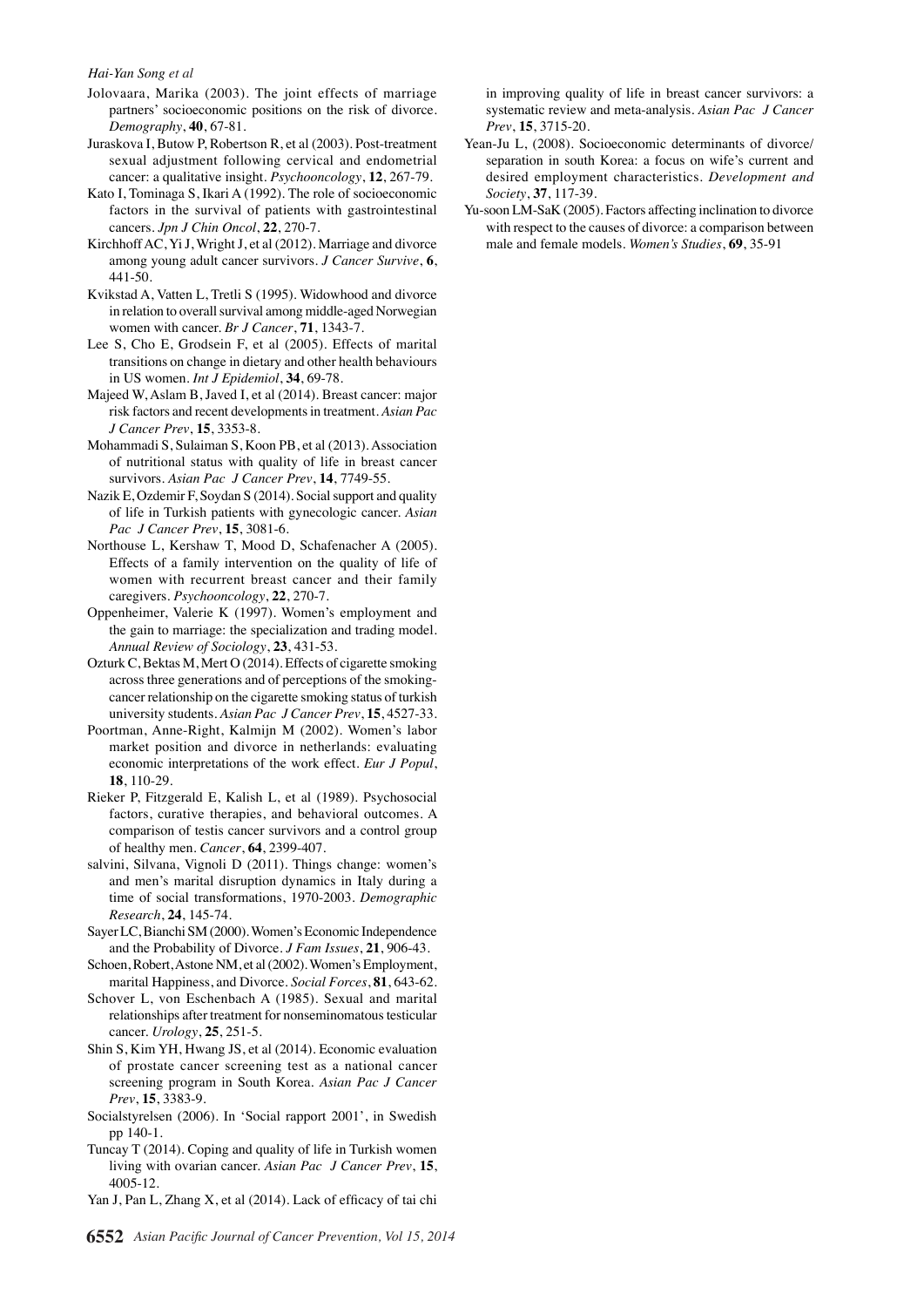Jolovaara, Marika (2003). The joint effects of marriage partners' socioeconomic positions on the risk of divorce. *Demography*, **40**, 67-81.

Juraskova I, Butow P, Robertson R, et al (2003). Post-treatment sexual adjustment following cervical and endometrial cancer: a qualitative insight. *Psychooncology*, **12**, 267-79.

Kato I, Tominaga S, Ikari A (1992). The role of socioeconomic factors in the survival of patients with gastrointestinal cancers. *Jpn J Chin Oncol*, **22**, 270-7.

Kirchhoff AC, Yi J, Wright J, et al (2012). Marriage and divorce among young adult cancer survivors. *J Cancer Survive*, **6**, 441-50.

Kvikstad A, Vatten L, Tretli S (1995). Widowhood and divorce in relation to overall survival among middle-aged Norwegian women with cancer. *Br J Cancer*, **71**, 1343-7.

Lee S, Cho E, Grodsein F, et al (2005). Effects of marital transitions on change in dietary and other health behaviours in US women. *Int J Epidemiol*, **34**, 69-78.

Majeed W, Aslam B, Javed I, et al (2014). Breast cancer: major risk factors and recent developments in treatment. *Asian Pac J Cancer Prev*, **15**, 3353-8.

Mohammadi S, Sulaiman S, Koon PB, et al (2013). Association of nutritional status with quality of life in breast cancer survivors. *Asian Pac J Cancer Prev*, **14**, 7749-55.

Nazik E, Ozdemir F, Soydan S (2014). Social support and quality of life in Turkish patients with gynecologic cancer. *Asian Pac J Cancer Prev*, **15**, 3081-6.

Northouse L, Kershaw T, Mood D, Schafenacher A (2005). Effects of a family intervention on the quality of life of women with recurrent breast cancer and their family caregivers. *Psychooncology*, **22**, 270-7.

Oppenheimer, Valerie K (1997). Women's employment and the gain to marriage: the specialization and trading model. *Annual Review of Sociology*, **23**, 431-53.

Ozturk C, Bektas M, Mert O (2014). Effects of cigarette smoking across three generations and of perceptions of the smoking-cancer relationship on the cigarette smoking status of turkish university students. *Asian Pac J Cancer Prev*, **15**, 4527-33.

Poortman, Anne-Right, Kalmijn M (2002). Women's labor market position and divorce in netherlands: evaluating economic interpretations of the work effect. *Eur J Popul*, **18**, 110-29.

Rieker P, Fitzgerald E, Kalish L, et al (1989). Psychosocial factors, curative therapies, and behavioral outcomes. A comparison of testis cancer survivors and a control group of healthy men. *Cancer*, **64**, 2399-407.

salvini, Silvana, Vignoli D (2011). Things change: women's and men's marital disruption dynamics in Italy during a time of social transformations, 1970-2003. *Demographic Research*, **24**, 145-74.

Sayer LC, Bianchi SM (2000). Women's Economic Independence and the Probability of Divorce. *J Fam Issues*, **21**, 906-43.

Schoen, Robert, Astone NM, et al (2002). Women's Employment, marital Happiness, and Divorce. *Social Forces*, **81**, 643-62.

Schover L, von Eschenbach A (1985). Sexual and marital relationships after treatment for nonseminomatous testicular cancer. *Urology*, **25**, 251-5.

Shin S, Kim YH, Hwang JS, et al (2014). Economic evaluation of prostate cancer screening test as a national cancer screening program in South Korea. *Asian Pac J Cancer Prev*, **15**, 3383-9.

Socialstyrelsen (2006). In 'Social rapport 2001', in Swedish pp 140-1.

Tuncay T (2014). Coping and quality of life in Turkish women living with ovarian cancer. *Asian Pac J Cancer Prev*, **15**, 4005-12.

Yan J, Pan L, Zhang X, et al (2014). Lack of efficacy of tai chi in improving quality of life in breast cancer survivors: a systematic review and meta-analysis. *Asian Pac J Cancer Prev*, **15**, 3715-20.

Yean-Ju L, (2008). Socioeconomic determinants of divorce/separation in south Korea: a focus on wife's current and desired employment characteristics. *Development and Society*, **37**, 117-39.

Yu-soon LM-SaK (2005). Factors affecting inclination to divorce with respect to the causes of divorce: a comparison between male and female models. *Women's Studies*, **69**, 35-91